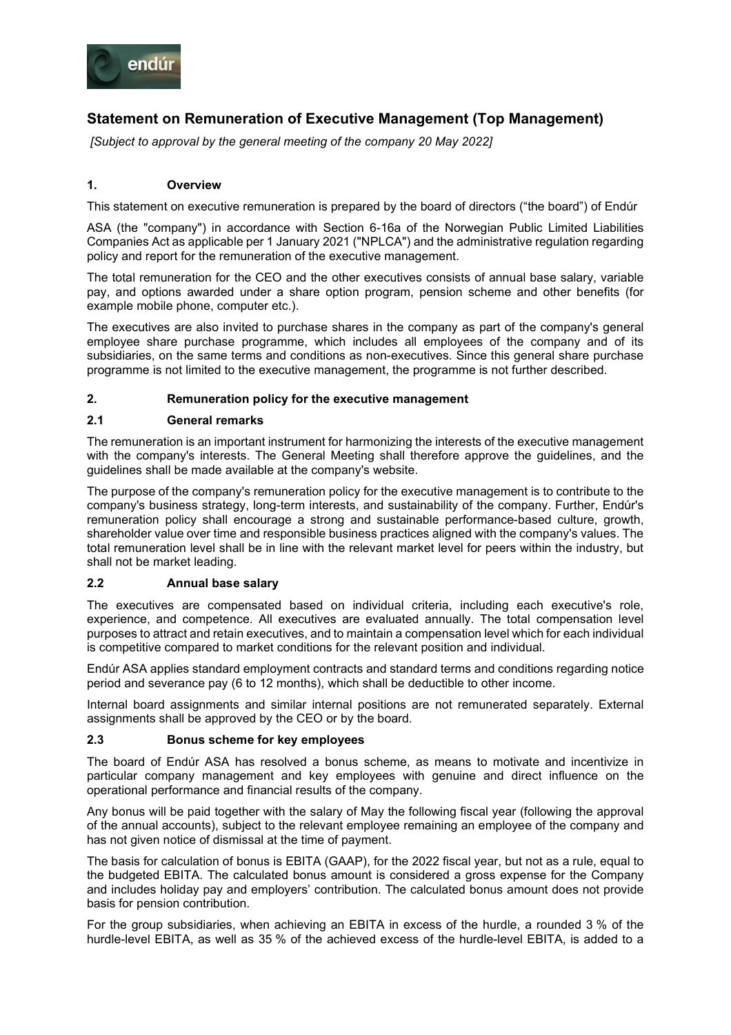# Statement on Remuneration of Executive Management (Top Management)

*[Subject to approval by the general meeting of the company 20 May 2022]*

## 1. Overview

This statement on executive remuneration is prepared by the board of directors ("the board") of Endúr

ASA (the "company") in accordance with Section 6-16a of the Norwegian Public Limited Liabilities Companies Act as applicable per 1 January 2021 ("NPLCA") and the administrative regulation regarding policy and report for the remuneration of the executive management.

The total remuneration for the CEO and the other executives consists of annual base salary, variable pay, and options awarded under a share option program, pension scheme and other benefits (for example mobile phone, computer etc.).

The executives are also invited to purchase shares in the company as part of the company's general employee share purchase programme, which includes all employees of the company and of its subsidiaries, on the same terms and conditions as non-executives. Since this general share purchase programme is not limited to the executive management, the programme is not further described.

## 2. Remuneration policy for the executive management

### 2.1 General remarks

The remuneration is an important instrument for harmonizing the interests of the executive management with the company's interests. The General Meeting shall therefore approve the guidelines, and the guidelines shall be made available at the company's website.

The purpose of the company's remuneration policy for the executive management is to contribute to the company's business strategy, long-term interests, and sustainability of the company. Further, Endúr's remuneration policy shall encourage a strong and sustainable performance-based culture, growth, shareholder value over time and responsible business practices aligned with the company's values. The total remuneration level shall be in line with the relevant market level for peers within the industry, but shall not be market leading.

### 2.2 Annual base salary

The executives are compensated based on individual criteria, including each executive's role, experience, and competence. All executives are evaluated annually. The total compensation level purposes to attract and retain executives, and to maintain a compensation level which for each individual is competitive compared to market conditions for the relevant position and individual.

Endúr ASA applies standard employment contracts and standard terms and conditions regarding notice period and severance pay (6 to 12 months), which shall be deductible to other income.

Internal board assignments and similar internal positions are not remunerated separately. External assignments shall be approved by the CEO or by the board.

### 2.3 Bonus scheme for key employees

The board of Endúr ASA has resolved a bonus scheme, as means to motivate and incentivize in particular company management and key employees with genuine and direct influence on the operational performance and financial results of the company.

Any bonus will be paid together with the salary of May the following fiscal year (following the approval of the annual accounts), subject to the relevant employee remaining an employee of the company and has not given notice of dismissal at the time of payment.

The basis for calculation of bonus is EBITA (GAAP), for the 2022 fiscal year, but not as a rule, equal to the budgeted EBITA. The calculated bonus amount is considered a gross expense for the Company and includes holiday pay and employers' contribution. The calculated bonus amount does not provide basis for pension contribution.

For the group subsidiaries, when achieving an EBITA in excess of the hurdle, a rounded 3 % of the hurdle-level EBITA, as well as 35 % of the achieved excess of the hurdle-level EBITA, is added to a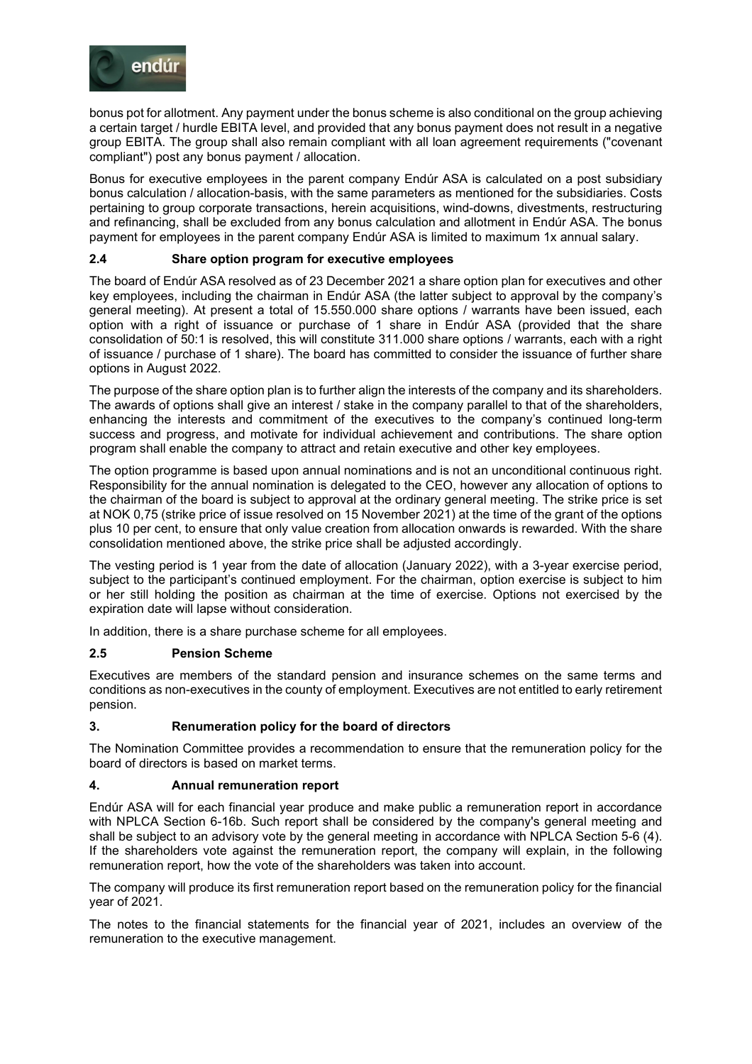bonus pot for allotment. Any payment under the bonus scheme is also conditional on the group achieving a certain target / hurdle EBITA level, and provided that any bonus payment does not result in a negative group EBITA. The group shall also remain compliant with all loan agreement requirements ("covenant compliant") post any bonus payment / allocation.

Bonus for executive employees in the parent company Endúr ASA is calculated on a post subsidiary bonus calculation / allocation-basis, with the same parameters as mentioned for the subsidiaries. Costs pertaining to group corporate transactions, herein acquisitions, wind-downs, divestments, restructuring and refinancing, shall be excluded from any bonus calculation and allotment in Endúr ASA. The bonus payment for employees in the parent company Endúr ASA is limited to maximum 1x annual salary.

### 2.4 Share option program for executive employees

The board of Endúr ASA resolved as of 23 December 2021 a share option plan for executives and other key employees, including the chairman in Endúr ASA (the latter subject to approval by the company's general meeting). At present a total of 15.550.000 share options / warrants have been issued, each option with a right of issuance or purchase of 1 share in Endúr ASA (provided that the share consolidation of 50:1 is resolved, this will constitute 311.000 share options / warrants, each with a right of issuance / purchase of 1 share). The board has committed to consider the issuance of further share options in August 2022.

The purpose of the share option plan is to further align the interests of the company and its shareholders. The awards of options shall give an interest / stake in the company parallel to that of the shareholders, enhancing the interests and commitment of the executives to the company's continued long-term success and progress, and motivate for individual achievement and contributions. The share option program shall enable the company to attract and retain executive and other key employees.

The option programme is based upon annual nominations and is not an unconditional continuous right. Responsibility for the annual nomination is delegated to the CEO, however any allocation of options to the chairman of the board is subject to approval at the ordinary general meeting. The strike price is set at NOK 0,75 (strike price of issue resolved on 15 November 2021) at the time of the grant of the options plus 10 per cent, to ensure that only value creation from allocation onwards is rewarded. With the share consolidation mentioned above, the strike price shall be adjusted accordingly.

The vesting period is 1 year from the date of allocation (January 2022), with a 3-year exercise period, subject to the participant's continued employment. For the chairman, option exercise is subject to him or her still holding the position as chairman at the time of exercise. Options not exercised by the expiration date will lapse without consideration.

In addition, there is a share purchase scheme for all employees.

### 2.5 Pension Scheme

Executives are members of the standard pension and insurance schemes on the same terms and conditions as non-executives in the county of employment. Executives are not entitled to early retirement pension.

## 3. Renumeration policy for the board of directors

The Nomination Committee provides a recommendation to ensure that the remuneration policy for the board of directors is based on market terms.

## 4. Annual remuneration report

Endúr ASA will for each financial year produce and make public a remuneration report in accordance with NPLCA Section 6-16b. Such report shall be considered by the company's general meeting and shall be subject to an advisory vote by the general meeting in accordance with NPLCA Section 5-6 (4). If the shareholders vote against the remuneration report, the company will explain, in the following remuneration report, how the vote of the shareholders was taken into account.

The company will produce its first remuneration report based on the remuneration policy for the financial year of 2021.

The notes to the financial statements for the financial year of 2021, includes an overview of the remuneration to the executive management.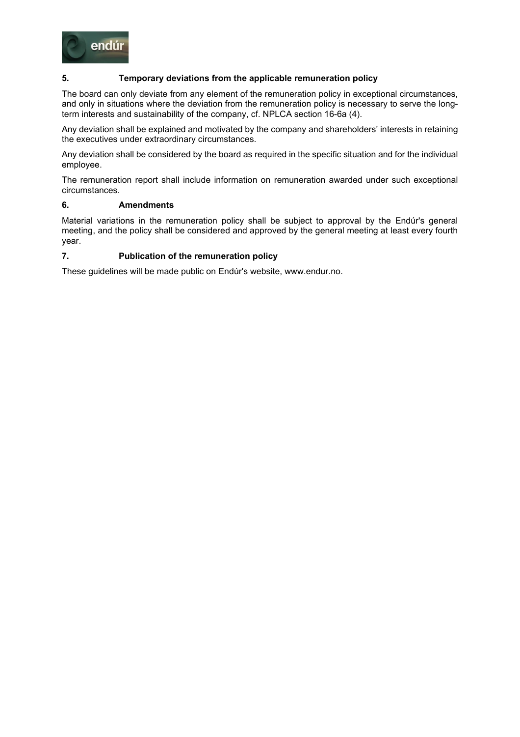## 5. Temporary deviations from the applicable remuneration policy

The board can only deviate from any element of the remuneration policy in exceptional circumstances, and only in situations where the deviation from the remuneration policy is necessary to serve the long-term interests and sustainability of the company, cf. NPLCA section 16-6a (4).

Any deviation shall be explained and motivated by the company and shareholders' interests in retaining the executives under extraordinary circumstances.

Any deviation shall be considered by the board as required in the specific situation and for the individual employee.

The remuneration report shall include information on remuneration awarded under such exceptional circumstances.

## 6. Amendments

Material variations in the remuneration policy shall be subject to approval by the Endúr's general meeting, and the policy shall be considered and approved by the general meeting at least every fourth year.

## 7. Publication of the remuneration policy

These guidelines will be made public on Endúr's website, www.endur.no.